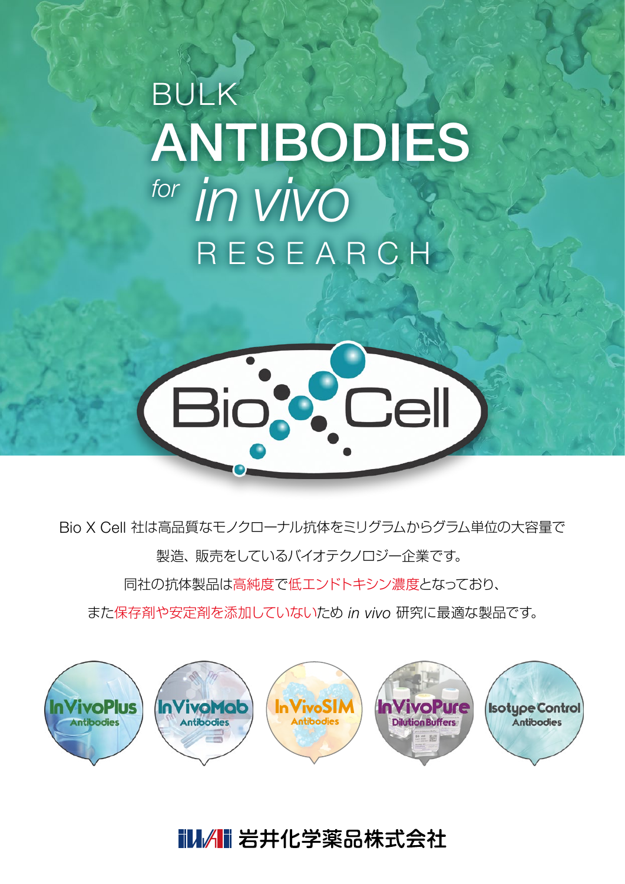# BULK ANTIBODIES *for in vivo* RESEARCH

Bio X Cell

Bio X Cell 社は高品質なモノクローナル抗体をミリグラムからグラム単位の大容量で製造、販売をしているバイオテクノロジー企業です。
同社の抗体製品は高純度で低エンドトキシン濃度となっており、
また保存剤や安定剤を添加していないため *in vivo* 研究に最適な製品です。

- InVivoPlus Antibodies
- InVivoMab Antibodies
- InVivoSIM Antibodies
- InVivoPure Dilution Buffers
- Isotype Control Antibodies

岩井化学薬品株式会社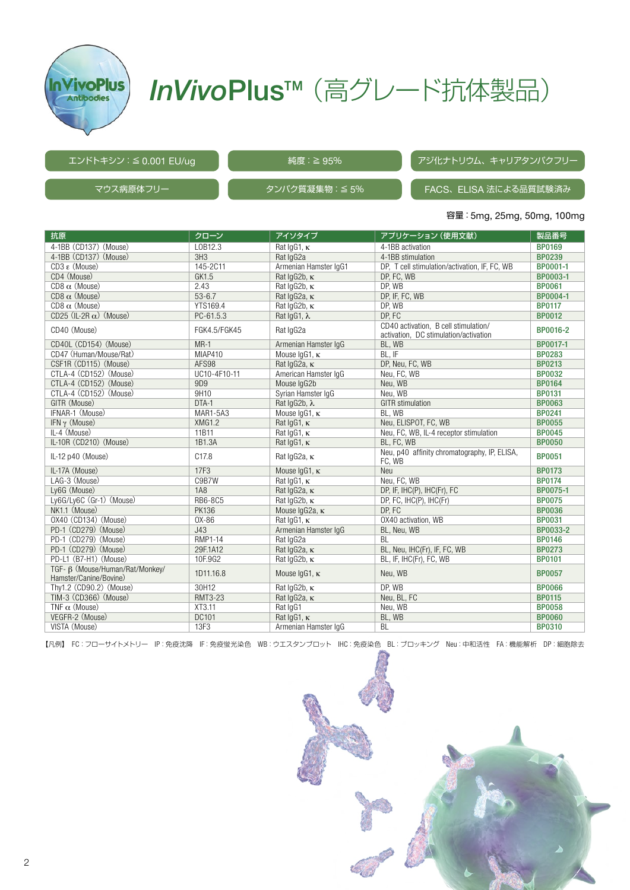# InVivoPlus™（高グレード抗体製品）

エンドトキシン：≦ 0.001 EU/ug

純度：≧ 95%

アジ化ナトリウム、キャリアタンパクフリー

マウス病原体フリー

タンパク質凝集物：≦ 5%

FACS、ELISA 法による品質試験済み

容量：5mg, 25mg, 50mg, 100mg

| 抗原 | クローン | アイソタイプ | アプリケーション（使用文献） | 製品番号 |
|---|---|---|---|---|
| 4-1BB（CD137）（Mouse） | LOB12.3 | Rat IgG1, κ | 4-1BB activation | BP0169 |
| 4-1BB（CD137）（Mouse） | 3H3 | Rat IgG2a | 4-1BB stimulation | BP0239 |
| CD3 ε（Mouse） | 145-2C11 | Armenian Hamster IgG1 | DP, T cell stimulation/activation, IF, FC, WB | BP0001-1 |
| CD4（Mouse） | GK1.5 | Rat IgG2b, κ | DP, FC, WB | BP0003-1 |
| CD8 α（Mouse） | 2.43 | Rat IgG2b, κ | DP, WB | BP0061 |
| CD8 α（Mouse） | 53-6.7 | Rat IgG2a, κ | DP, IF, FC, WB | BP0004-1 |
| CD8 α（Mouse） | YTS169.4 | Rat IgG2b, κ | DP, WB | BP0117 |
| CD25（IL-2R α）（Mouse） | PC-61.5.3 | Rat IgG1, λ | DP, FC | BP0012 |
| CD40（Mouse） | FGK4.5/FGK45 | Rat IgG2a | CD40 activation, B cell stimulation/activation, DC stimulation/activation | BP0016-2 |
| CD40L（CD154）（Mouse） | MR-1 | Armenian Hamster IgG | BL, WB | BP0017-1 |
| CD47（Human/Mouse/Rat） | MIAP410 | Mouse IgG1, κ | BL, IF | BP0283 |
| CSF1R（CD115）（Mouse） | AFS98 | Rat IgG2a, κ | DP, Neu, FC, WB | BP0213 |
| CTLA-4（CD152）（Mouse） | UC10-4F10-11 | American Hamster IgG | Neu, FC, WB | BP0032 |
| CTLA-4（CD152）（Mouse） | 9D9 | Mouse IgG2b | Neu, WB | BP0164 |
| CTLA-4（CD152）（Mouse） | 9H10 | Syrian Hamster IgG | Neu, WB | BP0131 |
| GITR（Mouse） | DTA-1 | Rat IgG2b, λ | GITR stimulation | BP0063 |
| IFNAR-1（Mouse） | MAR1-5A3 | Mouse IgG1, κ | BL, WB | BP0241 |
| IFN γ（Mouse） | XMG1.2 | Rat IgG1, κ | Neu, ELISPOT, FC, WB | BP0055 |
| IL-4（Mouse） | 11B11 | Rat IgG1, κ | Neu, FC, WB, IL-4 receptor stimulation | BP0045 |
| IL-10R（CD210）（Mouse） | 1B1.3A | Rat IgG1, κ | BL, FC, WB | BP0050 |
| IL-12 p40（Mouse） | C17.8 | Rat IgG2a, κ | Neu, p40 affinity chromatography, IP, ELISA, FC, WB | BP0051 |
| IL-17A（Mouse） | 17F3 | Mouse IgG1, κ | Neu | BP0173 |
| LAG-3（Mouse） | C9B7W | Rat IgG1, κ | Neu, FC, WB | BP0174 |
| Ly6G（Mouse） | 1A8 | Rat IgG2a, κ | DP, IF, IHC(P), IHC(Fr), FC | BP0075-1 |
| Ly6G/Ly6C（Gr-1）（Mouse） | RB6-8C5 | Rat IgG2b, κ | DP, FC, IHC(P), IHC(Fr) | BP0075 |
| NK1.1（Mouse） | PK136 | Mouse IgG2a, κ | DP, FC | BP0036 |
| OX40（CD134）（Mouse） | OX-86 | Rat IgG1, κ | OX40 activation, WB | BP0031 |
| PD-1（CD279）（Mouse） | J43 | Armenian Hamster IgG | BL, Neu, WB | BP0033-2 |
| PD-1（CD279）（Mouse） | RMP1-14 | Rat IgG2a | BL | BP0146 |
| PD-1（CD279）（Mouse） | 29F.1A12 | Rat IgG2a, κ | BL, Neu, IHC(Fr), IF, FC, WB | BP0273 |
| PD-L1（B7-H1）（Mouse） | 10F.9G2 | Rat IgG2b, κ | BL, IF, IHC(Fr), FC, WB | BP0101 |
| TGF- β（Mouse/Human/Rat/Monkey/Hamster/Canine/Bovine） | 1D11.16.8 | Mouse IgG1, κ | Neu, WB | BP0057 |
| Thy1.2（CD90.2）（Mouse） | 30H12 | Rat IgG2b, κ | DP, WB | BP0066 |
| TIM-3（CD366）（Mouse） | RMT3-23 | Rat IgG2a, κ | Neu, BL, FC | BP0115 |
| TNF α（Mouse） | XT3.11 | Rat IgG1 | Neu, WB | BP0058 |
| VEGFR-2（Mouse） | DC101 | Rat IgG1, κ | BL, WB | BP0060 |
| VISTA（Mouse） | 13F3 | Armenian Hamster IgG | BL | BP0310 |

【凡例】 FC：フローサイトメトリー　IP：免疫沈降　IF：免疫蛍光染色　WB：ウエスタンブロット　IHC：免疫染色　BL：ブロッキング　Neu：中和活性　FA：機能解析　DP：細胞除去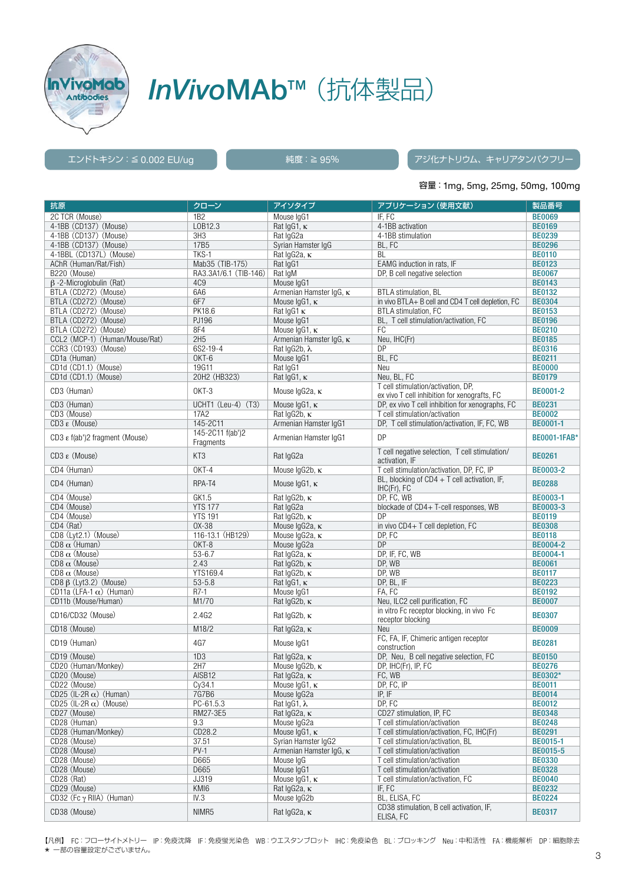# InVivoMAb™（抗体製品）

エンドトキシン：≦ 0.002 EU/ug　　純度：≧ 95%　　アジ化ナトリウム、キャリアタンパクフリー

容量：1mg, 5mg, 25mg, 50mg, 100mg

| 抗原 | クローン | アイソタイプ | アプリケーション（使用文献） | 製品番号 |
|---|---|---|---|---|
| 2C TCR（Mouse） | 1B2 | Mouse IgG1 | IF, FC | BE0069 |
| 4-1BB（CD137）（Mouse） | LOB12.3 | Rat IgG1, κ | 4-1BB activation | BE0169 |
| 4-1BB（CD137）（Mouse） | 3H3 | Rat IgG2a | 4-1BB stimulation | BE0239 |
| 4-1BB（CD137）（Mouse） | 17B5 | Syrian Hamster IgG | BL, FC | BE0296 |
| 4-1BBL（CD137L）（Mouse） | TKS-1 | Rat IgG2a, κ | BL | BE0110 |
| AChR（Human/Rat/Fish） | Mab35（TIB-175） | Rat IgG1 | EAMG induction in rats, IF | BE0123 |
| B220（Mouse） | RA3.3A1/6.1（TIB-146） | Rat IgM | DP, B cell negative selection | BE0067 |
| β-2-Microglobulin（Rat） | 4C9 | Mouse IgG1 | | BE0143 |
| BTLA（CD272）（Mouse） | 6A6 | Armenian Hamster IgG, κ | BTLA stimulation, BL | BE0132 |
| BTLA（CD272）（Mouse） | 6F7 | Mouse IgG1, κ | in vivo BTLA+ B cell and CD4 T cell depletion, FC | BE0304 |
| BTLA（CD272）（Mouse） | PK18.6 | Rat IgG1 κ | BTLA stimulation, FC | BE0153 |
| BTLA（CD272）（Mouse） | PJ196 | Mouse IgG1 | BL, T cell stimulation/activation, FC | BE0196 |
| BTLA（CD272）（Mouse） | 8F4 | Mouse IgG1, κ | FC | BE0210 |
| CCL2（MCP-1）（Human/Mouse/Rat） | 2H5 | Armenian Hamster IgG, κ | Neu, IHC(Fr) | BE0185 |
| CCR3（CD193）（Mouse） | 6S2-19-4 | Rat IgG2b, λ | DP | BE0316 |
| CD1a（Human） | OKT-6 | Mouse IgG1 | BL, FC | BE0211 |
| CD1d（CD1.1）（Mouse） | 19G11 | Rat IgG1 | Neu | BE0000 |
| CD1d（CD1.1）（Mouse） | 20H2（HB323） | Rat IgG1, κ | Neu, BL, FC | BE0179 |
| CD3（Human） | OKT-3 | Mouse IgG2a, κ | T cell stimulation/activation, DP, ex vivo T cell inhibition for xenografts, FC | BE0001-2 |
| CD3（Human） | UCHT1（Leu-4）（T3） | Mouse IgG1, κ | DP, ex vivo T cell inhibition for xenografts, FC | BE0231 |
| CD3（Mouse） | 17A2 | Rat IgG2b, κ | T cell stimulation/activation | BE0002 |
| CD3 ε（Mouse） | 145-2C11 | Armenian Hamster IgG1 | DP, T cell stimulation/activation, IF, FC, WB | BE0001-1 |
| CD3 ε f(ab')2 fragment（Mouse） | 145-2C11 f(ab')2 Fragments | Armenian Hamster IgG1 | DP | BE0001-1FAB* |
| CD3 ε（Mouse） | KT3 | Rat IgG2a | T cell negative selection, T cell stimulation/activation, IF | BE0261 |
| CD4（Human） | OKT-4 | Mouse IgG2b, κ | T cell stimulation/activation, DP, FC, IP | BE0003-2 |
| CD4（Human） | RPA-T4 | Mouse IgG1, κ | BL, blocking of CD4＋T cell activation, IF, IHC(Fr), FC | BE0288 |
| CD4（Mouse） | GK1.5 | Rat IgG2b, κ | DP, FC, WB | BE0003-1 |
| CD4（Mouse） | YTS 177 | Rat IgG2a | blockade of CD4+ T-cell responses, WB | BE0003-3 |
| CD4（Mouse） | YTS 191 | Rat IgG2b, κ | DP | BE0119 |
| CD4（Rat） | OX-38 | Mouse IgG2a, κ | in vivo CD4+ T cell depletion, FC | BE0308 |
| CD8（Lyt2.1）（Mouse） | 116-13.1（HB129） | Mouse IgG2a, κ | DP, FC | BE0118 |
| CD8 α（Human） | OKT-8 | Mouse IgG2a | DP | BE0004-2 |
| CD8 α（Mouse） | 53-6.7 | Rat IgG2a, κ | DP, IF, FC, WB | BE0004-1 |
| CD8 α（Mouse） | 2.43 | Rat IgG2b, κ | DP, WB | BE0061 |
| CD8 α（Mouse） | YTS169.4 | Rat IgG2b, κ | DP, WB | BE0117 |
| CD8 β（Lyt3.2）（Mouse） | 53-5.8 | Rat IgG1, κ | DP, BL, IF | BE0223 |
| CD11a（LFA-1 α）（Human） | R7-1 | Mouse IgG1 | FA, FC | BE0192 |
| CD11b（Mouse/Human） | M1/70 | Rat IgG2b, κ | Neu, ILC2 cell purification, FC | BE0007 |
| CD16/CD32（Mouse） | 2.4G2 | Rat IgG2b, κ | in vitro Fc receptor blocking, in vivo Fc receptor blocking | BE0307 |
| CD18（Mouse） | M18/2 | Rat IgG2a, κ | Neu | BE0009 |
| CD19（Human） | 4G7 | Mouse IgG1 | FC, FA, IF, Chimeric antigen receptor construction | BE0281 |
| CD19（Mouse） | 1D3 | Rat IgG2a, κ | DP, Neu, B cell negative selection, FC | BE0150 |
| CD20（Human/Monkey） | 2H7 | Mouse IgG2b, κ | DP, IHC(Fr), IP, FC | BE0276 |
| CD20（Mouse） | AISB12 | Rat IgG2a, κ | FC, WB | BE0302* |
| CD22（Mouse） | Cy34.1 | Mouse IgG1, κ | DP, FC, IP | BE0011 |
| CD25（IL-2R α）（Human） | 7G7B6 | Mouse IgG2a | IP, IF | BE0014 |
| CD25（IL-2R α）（Mouse） | PC-61.5.3 | Rat IgG1, λ | DP, FC | BE0012 |
| CD27（Mouse） | RM27-3E5 | Rat IgG2a, κ | CD27 stimulation, IP, FC | BE0348 |
| CD28（Human） | 9.3 | Mouse IgG2a | T cell stimulation/activation | BE0248 |
| CD28（Human/Monkey） | CD28.2 | Mouse IgG1, κ | T cell stimulation/activation, FC, IHC(Fr) | BE0291 |
| CD28（Mouse） | 37.51 | Syrian Hamster IgG2 | T cell stimulation/activation, BL | BE0015-1 |
| CD28（Mouse） | PV-1 | Armenian Hamster IgG, κ | T cell stimulation/activation | BE0015-5 |
| CD28（Mouse） | D665 | Mouse IgG | T cell stimulation/activation | BE0330 |
| CD28（Mouse） | D665 | Mouse IgG1 | T cell stimulation/activation | BE0328 |
| CD28（Rat） | JJ319 | Mouse IgG1, κ | T cell stimulation/activation, FC | BE0040 |
| CD29（Mouse） | KMI6 | Rat IgG2a, κ | IF, FC | BE0232 |
| CD32（Fc γ RIIA）（Human） | IV.3 | Mouse IgG2b | BL, ELISA, FC | BE0224 |
| CD38（Mouse） | NIMR5 | Rat IgG2a, κ | CD38 stimulation, B cell activation, IF, ELISA, FC | BE0317 |

【凡例】 FC：フローサイトメトリー　IP：免疫沈降　IF：免疫蛍光染色　WB：ウエスタンブロット　IHC：免疫染色　BL：ブロッキング　Neu：中和活性　FA：機能解析　DP：細胞除去
★ 一部の容量設定がございません。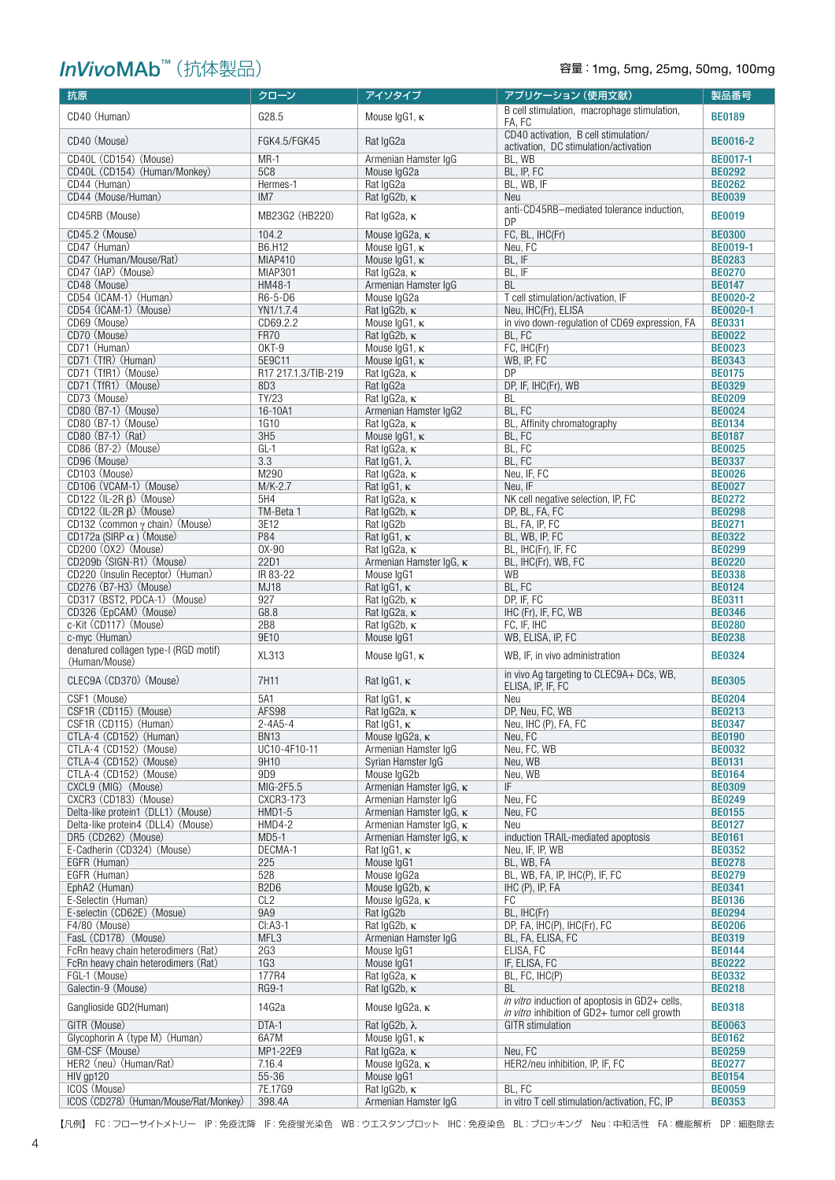## *InVivo*MAb™（抗体製品）

容量：1mg, 5mg, 25mg, 50mg, 100mg

| 抗原 | クローン | アイソタイプ | アプリケーション（使用文献） | 製品番号 |
|---|---|---|---|---|
| CD40（Human） | G28.5 | Mouse IgG1, κ | B cell stimulation, macrophage stimulation, FA, FC | BE0189 |
| CD40（Mouse） | FGK4.5/FGK45 | Rat IgG2a | CD40 activation, B cell stimulation/activation, DC stimulation/activation | BE0016-2 |
| CD40L（CD154）（Mouse） | MR-1 | Armenian Hamster IgG | BL, WB | BE0017-1 |
| CD40L（CD154）（Human/Monkey） | 5C8 | Mouse IgG2a | BL, IP, FC | BE0292 |
| CD44（Human） | Hermes-1 | Rat IgG2a | BL, WB, IF | BE0262 |
| CD44（Mouse/Human） | IM7 | Rat IgG2b, κ | Neu | BE0039 |
| CD45RB（Mouse） | MB23G2（HB220） | Rat IgG2a, κ | anti-CD45RB–mediated tolerance induction, DP | BE0019 |
| CD45.2（Mouse） | 104.2 | Mouse IgG2a, κ | FC, BL, IHC(Fr) | BE0300 |
| CD47（Human） | B6.H12 | Mouse IgG1, κ | Neu, FC | BE0019-1 |
| CD47（Human/Mouse/Rat） | MIAP410 | Mouse IgG1, κ | BL, IF | BE0283 |
| CD47（IAP）（Mouse） | MIAP301 | Rat IgG2a, κ | BL, IF | BE0270 |
| CD48（Mouse） | HM48-1 | Armenian Hamster IgG | BL | BE0147 |
| CD54（ICAM-1）（Human） | R6-5-D6 | Mouse IgG2a | T cell stimulation/activation, IF | BE0020-2 |
| CD54（ICAM-1）（Mouse） | YN1/1.7.4 | Rat IgG2b, κ | Neu, IHC(Fr), ELISA | BE0020-1 |
| CD69（Mouse） | CD69.2.2 | Mouse IgG1, κ | in vivo down-regulation of CD69 expression, FA | BE0331 |
| CD70（Mouse） | FR70 | Rat IgG2b, κ | BL, FC | BE0022 |
| CD71（Human） | OKT-9 | Mouse IgG1, κ | FC, IHC(Fr) | BE0023 |
| CD71（TfR）（Human） | 5E9C11 | Mouse IgG1, κ | WB, IP, FC | BE0343 |
| CD71（TfR1）（Mouse） | R17 217.1.3/TIB-219 | Rat IgG2a, κ | DP | BE0175 |
| CD71（TfR1）（Mouse） | 8D3 | Rat IgG2a | DP, IF, IHC(Fr), WB | BE0329 |
| CD73（Mouse） | TY/23 | Rat IgG2a, κ | BL | BE0209 |
| CD80（B7-1）（Mouse） | 16-10A1 | Armenian Hamster IgG2 | BL, FC | BE0024 |
| CD80（B7-1）（Mouse） | 1G10 | Rat IgG2a, κ | BL, Affinity chromatography | BE0134 |
| CD80（B7-1）（Rat） | 3H5 | Mouse IgG1, κ | BL, FC | BE0187 |
| CD86（B7-2）（Mouse） | GL-1 | Rat IgG2a, κ | BL, FC | BE0025 |
| CD96（Mouse） | 3.3 | Rat IgG1, λ | BL, FC | BE0337 |
| CD103（Mouse） | M290 | Rat IgG2a, κ | Neu, IF, FC | BE0026 |
| CD106（VCAM-1）（Mouse） | M/K-2.7 | Rat IgG1, κ | Neu, IF | BE0027 |
| CD122（IL-2R β）（Mouse） | 5H4 | Rat IgG2a, κ | NK cell negative selection, IP, FC | BE0272 |
| CD122（IL-2R β）（Mouse） | TM-Beta 1 | Rat IgG2b, κ | DP, BL, FA, FC | BE0298 |
| CD132（common γ chain）（Mouse） | 3E12 | Rat IgG2b | BL, FA, IP, FC | BE0271 |
| CD172a (SIRP α )（Mouse） | P84 | Rat IgG1, κ | BL, WB, IP, FC | BE0322 |
| CD200（OX2）（Mouse） | OX-90 | Rat IgG2a, κ | BL, IHC(Fr), IF, FC | BE0299 |
| CD209b（SIGN-R1）（Mouse） | 22D1 | Armenian Hamster IgG, κ | BL, IHC(Fr), WB, FC | BE0220 |
| CD220（Insulin Receptor）（Human） | IR 83-22 | Mouse IgG1 | WB | BE0338 |
| CD276（B7-H3）（Mouse） | MJ18 | Rat IgG1, κ | BL, FC | BE0124 |
| CD317（BST2, PDCA-1）（Mouse） | 927 | Rat IgG2b, κ | DP, IF, FC | BE0311 |
| CD326（EpCAM）（Mouse） | G8.8 | Rat IgG2a, κ | IHC (Fr), IF, FC, WB | BE0346 |
| c-Kit（CD117）（Mouse） | 2B8 | Rat IgG2b, κ | FC, IF, IHC | BE0280 |
| c-myc（Human） | 9E10 | Mouse IgG1 | WB, ELISA, IP, FC | BE0238 |
| denatured collagen type-I (RGD motif)（Human/Mouse） | XL313 | Mouse IgG1, κ | WB, IF, in vivo administration | BE0324 |
| CLEC9A（CD370）（Mouse） | 7H11 | Rat IgG1, κ | in vivo Ag targeting to CLEC9A+ DCs, WB, ELISA, IP, IF, FC | BE0305 |
| CSF1（Mouse） | 5A1 | Rat IgG1, κ | Neu | BE0204 |
| CSF1R（CD115）（Mouse） | AFS98 | Rat IgG2a, κ | DP, Neu, FC, WB | BE0213 |
| CSF1R（CD115）（Human） | 2-4A5-4 | Rat IgG1, κ | Neu, IHC (P), FA, FC | BE0347 |
| CTLA-4（CD152）（Human） | BN13 | Mouse IgG2a, κ | Neu, FC | BE0190 |
| CTLA-4（CD152）（Mouse） | UC10-4F10-11 | Armenian Hamster IgG | Neu, FC, WB | BE0032 |
| CTLA-4（CD152）（Mouse） | 9H10 | Syrian Hamster IgG | Neu, WB | BE0131 |
| CTLA-4（CD152）（Mouse） | 9D9 | Mouse IgG2b | Neu, WB | BE0164 |
| CXCL9（MIG）（Mouse） | MIG-2F5.5 | Armenian Hamster IgG, κ | IF | BE0309 |
| CXCR3（CD183）（Mouse） | CXCR3-173 | Armenian Hamster IgG | Neu, FC | BE0249 |
| Delta-like protein1（DLL1）（Mouse） | HMD1-5 | Armenian Hamster IgG, κ | Neu, FC | BE0155 |
| Delta-like protein4（DLL4）（Mouse） | HMD4-2 | Armenian Hamster IgG, κ | Neu | BE0127 |
| DR5（CD262）（Mouse） | MD5-1 | Armenian Hamster IgG, κ | induction TRAIL-mediated apoptosis | BE0161 |
| E-Cadherin（CD324）（Mouse） | DECMA-1 | Rat IgG1, κ | Neu, IF, IP, WB | BE0352 |
| EGFR（Human） | 225 | Mouse IgG1 | BL, WB, FA | BE0278 |
| EGFR（Human） | 528 | Mouse IgG2a | BL, WB, FA, IP, IHC(P), IF, FC | BE0279 |
| EphA2（Human） | B2D6 | Mouse IgG2b, κ | IHC (P), IP, FA | BE0341 |
| E-Selectin（Human） | CL2 | Mouse IgG2a, κ | FC | BE0136 |
| E-selectin（CD62E）（Mosue） | 9A9 | Rat IgG2b | BL, IHC(Fr) | BE0294 |
| F4/80（Mouse） | CI:A3-1 | Rat IgG2b, κ | DP, FA, IHC(P), IHC(Fr), FC | BE0206 |
| FasL（CD178）（Mouse） | MFL3 | Armenian Hamster IgG | BL, FA, ELISA, FC | BE0319 |
| FcRn heavy chain heterodimers（Rat） | 2G3 | Mouse IgG1 | ELISA, FC | BE0144 |
| FcRn heavy chain heterodimers（Rat） | 1G3 | Mouse IgG1 | IF, ELISA, FC | BE0222 |
| FGL-1（Mouse） | 177R4 | Rat IgG2a, κ | BL, FC, IHC(P) | BE0332 |
| Galectin-9（Mouse） | RG9-1 | Rat IgG2b, κ | BL | BE0218 |
| Ganglioside GD2(Human) | 14G2a | Mouse IgG2a, κ | *in vitro* induction of apoptosis in GD2+ cells, *in vitro* inhibition of GD2+ tumor cell growth | BE0318 |
| GITR（Mouse） | DTA-1 | Rat IgG2b, λ | GITR stimulation | BE0063 |
| Glycophorin A（type M）（Human） | 6A7M | Mouse IgG1, κ | | BE0162 |
| GM-CSF（Mouse） | MP1-22E9 | Rat IgG2a, κ | Neu, FC | BE0259 |
| HER2（neu）（Human/Rat） | 7.16.4 | Mouse IgG2a, κ | HER2/neu inhibition, IP, IF, FC | BE0277 |
| HIV gp120 | 55-36 | Mouse IgG1 | | BE0154 |
| ICOS（Mouse） | 7E.17G9 | Rat IgG2b, κ | BL, FC | BE0059 |
| ICOS（CD278）（Human/Mouse/Rat/Monkey） | 398.4A | Armenian Hamster IgG | in vitro T cell stimulation/activation, FC, IP | BE0353 |

【凡例】 FC：フローサイトメトリー　IP：免疫沈降　IF：免疫蛍光染色　WB：ウエスタンブロット　IHC：免疫染色　BL：ブロッキング　Neu：中和活性　FA：機能解析　DP：細胞除去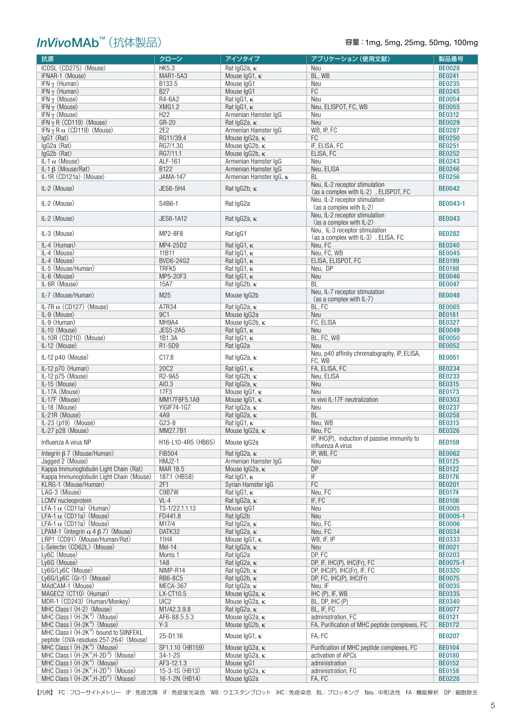## *InVivo*MAb™（抗体製品）

容量：1mg, 5mg, 25mg, 50mg, 100mg

| 抗原 | クローン | アイソタイプ | アプリケーション（使用文献） | 製品番号 |
|---|---|---|---|---|
| ICOSL（CD275）（Mouse） | HK5.3 | Rat IgG2a, κ | Neu | BE0028 |
| IFNAR-1（Mouse） | MAR1-5A3 | Mouse IgG1, κ | BL, WB | BE0241 |
| IFN γ（Human） | B133.5 | Mouse IgG1 | Neu | BE0235 |
| IFN γ（Human） | B27 | Mouse IgG1 | FC | BE0245 |
| IFN γ（Mouse） | R4-6A2 | Rat IgG1, κ | Neu | BE0054 |
| IFN γ（Mouse） | XMG1.2 | Rat IgG1, κ | Neu, ELISPOT, FC, WB | BE0055 |
| IFN γ（Mouse） | H22 | Armenian Hamster IgG | Neu | BE0312 |
| IFN γ R（CD119）（Mouse） | GR-20 | Rat IgG2a, κ | Neu | BE0029 |
| IFN γ R α（CD119）（Mouse） | 2E2 | Armenian Hamster IgG | WB, IP, FC | BE0287 |
| IgG1（Rat） | RG11/39.4 | Mouse IgG2a, κ | FC | BE0250 |
| IgG2a（Rat） | RG7/1.30 | Mouse IgG2b, κ | IF, ELISA, FC | BE0251 |
| IgG2b（Rat） | RG7/11.1 | Mouse IgG2b, κ | ELISA, FC | BE0252 |
| IL-1 α（Mouse） | ALF-161 | Armenian Hamster IgG | Neu | BE0243 |
| IL-1 β（Mouse/Rat） | B122 | Armenian Hamster IgG | Neu, ELISA | BE0246 |
| IL-1R（CD121a）（Mouse） | JAMA-147 | Armenian Hamster IgG, κ | BL | BE0256 |
| IL-2（Mouse） | JES6-5H4 | Rat IgG2b, κ | Neu, IL-2 receptor stimulation（as a complex with IL-2）, ELISPOT, FC | BE0042 |
| IL-2（Mouse） | S4B6-1 | Rat IgG2a | Neu, IL-2 receptor stimulation（as a complex with IL-2） | BE0043-1 |
| IL-2（Mouse） | JES6-1A12 | Rat IgG2a, κ | Neu, IL-2 receptor stimulation（as a complex with IL-2） | BE0043 |
| IL-3（Mouse） | MP2-8F8 | Rat IgG1 | Neu, IL-3 receptor stimulation（as a complex with IL-3）, ELISA, FC | BE0282 |
| IL-4（Human） | MP4-25D2 | Rat IgG1, κ | Neu, FC | BE0240 |
| IL-4（Mouse） | 11B11 | Rat IgG1, κ | Neu, FC, WB | BE0045 |
| IL-4（Mouse） | BVD6-24G2 | Rat IgG1, κ | ELISA, ELISPOT, FC | BE0199 |
| IL-5（Mouse/Human） | TRFK5 | Rat IgG1, κ | Neu, DP | BE0198 |
| IL-6（Mouse） | MP5-20F3 | Rat IgG1, κ | Neu | BE0046 |
| IL-6R（Mouse） | 15A7 | Rat IgG2b, κ | BL | BE0047 |
| IL-7（Mouse/Human） | M25 | Mouse IgG2b | Neu, IL-7 receptor stimulation（as a complex with IL-7） | BE0048 |
| IL-7R α（CD127）（Mouse） | A7R34 | Rat IgG2a, κ | BL, FC | BE0065 |
| IL-9（Mouse） | 9C1 | Mouse IgG2a | Neu | BE0181 |
| IL-9（Human） | MH9A4 | Mouse IgG2b, κ | FC, ELISA | BE0327 |
| IL-10（Mouse） | JES5-2A5 | Rat IgG1, κ | Neu | BE0049 |
| IL-10R（CD210）（Mouse） | 1B1.3A | Rat IgG1, κ | BL, FC, WB | BE0050 |
| IL-12（Mouse） | R1-5D9 | Rat IgG2a | Neu | BE0052 |
| IL-12 p40（Mouse） | C17.8 | Rat IgG2a, κ | Neu, p40 affinity chromatography, IP, ELISA, FC, WB | BE0051 |
| IL-12 p70（Human） | 20C2 | Rat IgG1, κ | FA, ELISA, FC | BE0234 |
| IL-12 p75（Mouse） | R2-9A5 | Rat IgG2b, κ | Neu, ELISA | BE0233 |
| IL-15（Mouse） | AIO.3 | Rat IgG2a, κ | Neu | BE0315 |
| IL-17A（Mouse） | 17F3 | Mouse IgG1, κ | Neu | BE0173 |
| IL-17F（Mouse） | MM17F8F5.1A9 | Mouse IgG1, κ | in vivo IL-17F neutralization | BE0303 |
| IL-18（Mouse） | YIGIF74-1G7 | Rat IgG2a, κ | Neu | BE0237 |
| IL-21R（Mouse） | 4A9 | Rat IgG2a, κ | BL | BE0258 |
| IL-23（p19）（Mouse） | G23-8 | Rat IgG1, κ | Neu, WB | BE0313 |
| IL-27 p28（Mouse） | MM27.7B1 | Mouse IgG2a, κ | Neu, FC | BE0326 |
| Influenza A virus NP | H16-L10-4R5（HB65） | Mouse IgG2a | IP, IHC(P), induction of passive immunity to influenza A virus | BE0159 |
| Integrin β 7（Mouse/Human） | FIB504 | Rat IgG2a, κ | IP, WB, FC | BE0062 |
| Jagged 2（Mouse） | HMJ2-1 | Armenian Hamster IgG | Neu | BE0125 |
| Kappa Immunoglobulin Light Chain（Rat） | MAR 18.5 | Mouse IgG2a, κ | DP | BE0122 |
| Kappa Immunoglobulin Light Chain（Mouse） | 187.1（HB58） | Rat IgG1, κ | IF | BE0176 |
| KLRG-1（Mouse/Human） | 2F1 | Syrian Hamster IgG | FC | BE0201 |
| LAG-3（Mouse） | C9B7W | Rat IgG1, κ | Neu, FC | BE0174 |
| LCMV nucleoprotein | VL-4 | Rat IgG2a, κ | IF, FC | BE0106 |
| LFA-1 α（CD11a）（Human） | TS-1/22.1.1.13 | Mouse IgG1 | Neu | BE0005 |
| LFA-1 α（CD11a）（Mouse） | FD441.8 | Rat IgG2b | Neu | BE0005-1 |
| LFA-1 α（CD11a）（Mouse） | M17/4 | Rat IgG2a, κ | Neu, FC | BE0006 |
| LPAM-1（Integrin α 4 β 7）（Mouse） | DATK32 | Rat IgG2a, κ | Neu, FC | BE0034 |
| LRP1（CD91）（Mouse/Human/Rat） | 11H4 | Mouse IgG1, κ | WB, IF, IP | BE0333 |
| L-Selectin（CD62L）（Mouse） | Mel-14 | Rat IgG2a, κ | Neu | BE0021 |
| Ly6C（Mouse） | Monts 1 | Rat IgG2a | DP, FC | BE0203 |
| Ly6G（Mouse） | 1A8 | Rat IgG2a, κ | DP, IF, IHC(P), IHC(Fr), FC | BE0075-1 |
| Ly6G/Ly6C（Mouse） | NIMP-R14 | Rat IgG2b, κ | DP, IHC(P), IHC(Fr), IF, FC | BE0320 |
| Ly6G/Ly6C（Gr-1）（Mouse） | RB6-8C5 | Rat IgG2b, κ | DP, FC, IHC(P), IHC(Fr) | BE0075 |
| MAdCAM-1（Mouse） | MECA-367 | Rat IgG2a, κ | Neu, IF | BE0035 |
| MAGEC2（CT10）（Human） | LX-CT10.5 | Mouse IgG2a, κ | IHC (P), IF, WB | BE0335 |
| MDR-1（CD243）（Human/Monkey） | UIC2 | Mouse IgG2a, κ | BL, DP, IHC (P) | BE0340 |
| MHC Class I（H-2）（Mouse） | M1/42.3.9.8 | Rat IgG2a, κ | BL, IF, FC | BE0077 |
| MHC Class I（H-2K[b]）（Mouse） | AF6-88.5.5.3 | Mouse IgG2a, κ | administration, FC | BE0121 |
| MHC Class I（H-2K[b]）（Mouse） | Y-3 | Mouse IgG2b, κ | FA, Purification of MHC peptide complexes, FC | BE0172 |
| MHC Class I（H-2K[b]）bound to SIINFEKL peptide（OVA residues 257-264）（Mouse） | 25-D1.16 | Mouse IgG1, κ | FA, FC | BE0207 |
| MHC Class I（H-2K[d]）（Mouse） | SF1.1.10（HB159） | Mouse IgG2a, κ | Purification of MHC peptide complexes, FC | BE0104 |
| MHC Class I（H-2K[d],H-2D[d]）（Mouse） | 34-1-2S | Mouse IgG2a, κ | activation of APCs | BE0180 |
| MHC Class I（H-2K[k]）（Mouse） | AF3-12.1.3 | Mouse IgG1 | administration | BE0152 |
| MHC Class I（H-2K[k],H-2D[k]）（Mouse） | 15-3-1S（HB13） | Mouse IgG2a, κ | administration, FC | BE0158 |
| MHC Class I（H-2K[k],H-2D[k]）（Mouse） | 16-1-2N（HB14） | Mouse IgG2a | FA, FC | BE0228 |

【凡例】 FC：フローサイトメトリー　IP：免疫沈降　IF：免疫蛍光染色　WB：ウエスタンブロット　IHC：免疫染色　BL：ブロッキング　Neu：中和活性　FA：機能解析　DP：細胞除去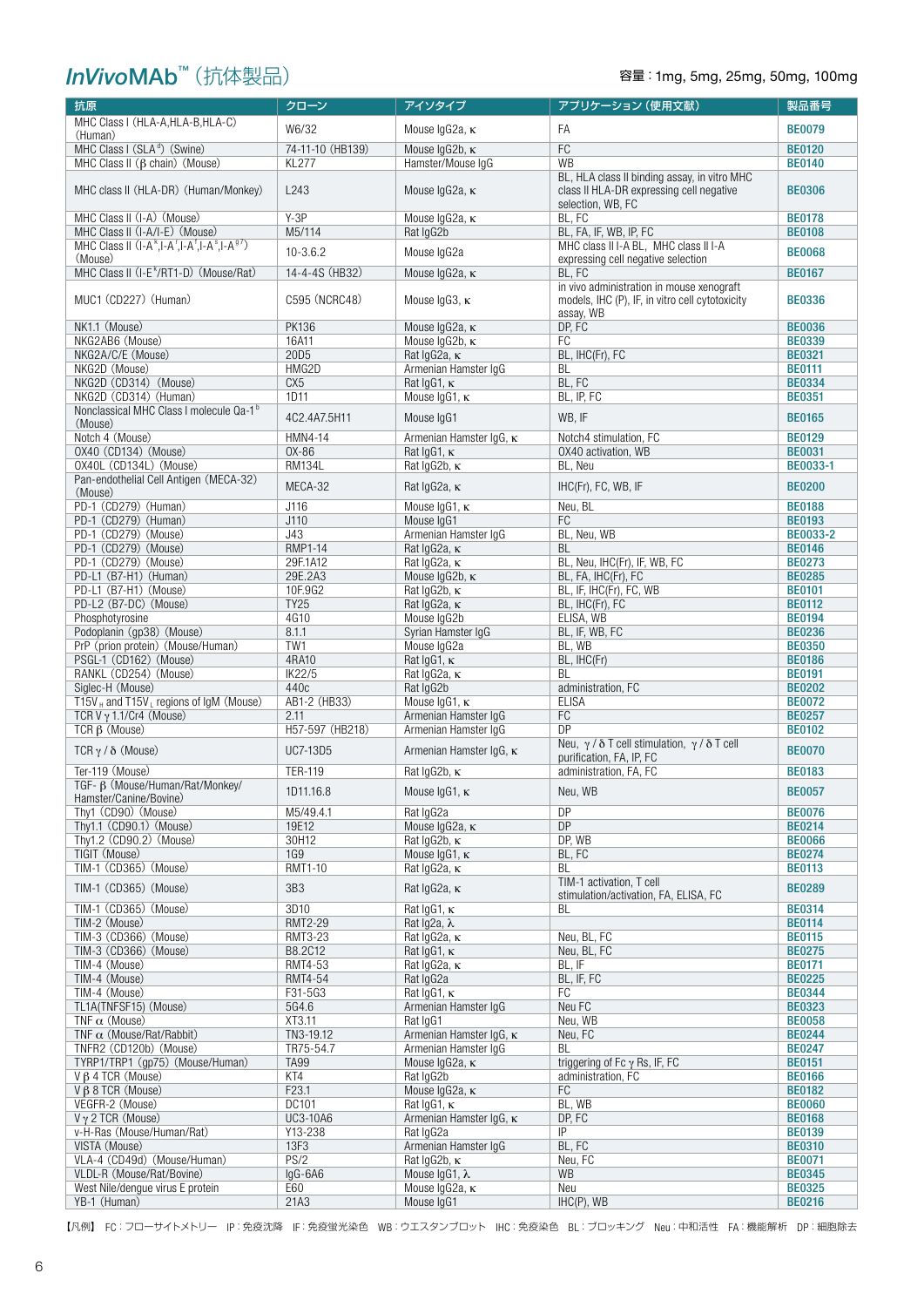## *InVivo*MAb™（抗体製品）

容量：1mg, 5mg, 25mg, 50mg, 100mg

| 抗原 | クローン | アイソタイプ | アプリケーション（使用文献） | 製品番号 |
|---|---|---|---|---|
| MHC Class I（HLA-A,HLA-B,HLA-C）（Human） | W6/32 | Mouse IgG2a, κ | FA | BE0079 |
| MHC Class I（SLA[d]）（Swine） | 74-11-10（HB139） | Mouse IgG2b, κ | FC | BE0120 |
| MHC Class II（β chain）（Mouse） | KL277 | Hamster/Mouse IgG | WB | BE0140 |
| MHC class II（HLA-DR）（Human/Monkey） | L243 | Mouse IgG2a, κ | BL, HLA class II binding assay, in vitro MHC class II HLA-DR expressing cell negative selection, WB, FC | BE0306 |
| MHC Class II（I-A）（Mouse） | Y-3P | Mouse IgG2a, κ | BL, FC | BE0178 |
| MHC Class II（I-A/I-E）（Mouse） | M5/114 | Rat IgG2b | BL, FA, IF, WB, IP, FC | BE0108 |
| MHC Class II（I-A[k],I-A[r],I-A[s],I-A[g7]）（Mouse） | 10-3.6.2 | Mouse IgG2a | MHC class II I-A BL, MHC class II I-A expressing cell negative selection | BE0068 |
| MHC Class II（I-E[k]/RT1-D）（Mouse/Rat） | 14-4-4S（HB32） | Mouse IgG2a, κ | BL, FC | BE0167 |
| MUC1（CD227）（Human） | C595（NCRC48） | Mouse IgG3, κ | in vivo administration in mouse xenograft models, IHC (P), IF, in vitro cell cytotoxicity assay, WB | BE0336 |
| NK1.1（Mouse） | PK136 | Mouse IgG2a, κ | DP, FC | BE0036 |
| NKG2AB6（Mouse） | 16A11 | Mouse IgG2b, κ | FC | BE0339 |
| NKG2A/C/E（Mouse） | 20D5 | Rat IgG2a, κ | BL, IHC(Fr), FC | BE0321 |
| NKG2D（Mouse） | HMG2D | Armenian Hamster IgG | BL | BE0111 |
| NKG2D（CD314）（Mouse） | CX5 | Rat IgG1, κ | BL, FC | BE0334 |
| NKG2D（CD314）（Human） | 1D11 | Mouse IgG1, κ | BL, IP, FC | BE0351 |
| Nonclassical MHC Class I molecule Qa-1[b]（Mouse） | 4C2.4A7.5H11 | Mouse IgG1 | WB, IF | BE0165 |
| Notch 4（Mouse） | HMN4-14 | Armenian Hamster IgG, κ | Notch4 stimulation, FC | BE0129 |
| OX40（CD134）（Mouse） | OX-86 | Rat IgG1, κ | OX40 activation, WB | BE0031 |
| OX40L（CD134L）（Mouse） | RM134L | Rat IgG2b, κ | BL, Neu | BE0033-1 |
| Pan-endothelial Cell Antigen（MECA-32）（Mouse） | MECA-32 | Rat IgG2a, κ | IHC(Fr), FC, WB, IF | BE0200 |
| PD-1（CD279）（Human） | J116 | Mouse IgG1, κ | Neu, BL | BE0188 |
| PD-1（CD279）（Human） | J110 | Mouse IgG1 | FC | BE0193 |
| PD-1（CD279）（Mouse） | J43 | Armenian Hamster IgG | BL, Neu, WB | BE0033-2 |
| PD-1（CD279）（Mouse） | RMP1-14 | Rat IgG2a, κ | BL | BE0146 |
| PD-1（CD279）（Mouse） | 29F.1A12 | Rat IgG2a, κ | BL, Neu, IHC(Fr), IF, WB, FC | BE0273 |
| PD-L1（B7-H1）（Human） | 29E.2A3 | Mouse IgG2b, κ | BL, FA, IHC(Fr), FC | BE0285 |
| PD-L1（B7-H1）（Mouse） | 10F.9G2 | Rat IgG2b, κ | BL, IF, IHC(Fr), FC, WB | BE0101 |
| PD-L2（B7-DC）（Mouse） | TY25 | Rat IgG2a, κ | BL, IHC(Fr), FC | BE0112 |
| Phosphotyrosine | 4G10 | Mouse IgG2b | ELISA, WB | BE0194 |
| Podoplanin（gp38）（Mouse） | 8.1.1 | Syrian Hamster IgG | BL, IF, WB, FC | BE0236 |
| PrP（prion protein）（Mouse/Human） | TW1 | Mouse IgG2a | BL, WB | BE0350 |
| PSGL-1（CD162）（Mouse） | 4RA10 | Rat IgG1, κ | BL, IHC(Fr) | BE0186 |
| RANKL（CD254）（Mouse） | IK22/5 | Rat IgG2a, κ | BL | BE0191 |
| Siglec-H（Mouse） | 440c | Rat IgG2b | administration, FC | BE0202 |
| T15V$_H$ and T15V$_L$ regions of IgM（Mouse） | AB1-2（HB33） | Mouse IgG1, κ | ELISA | BE0072 |
| TCR V γ 1.1/Cr4（Mouse） | 2.11 | Armenian Hamster IgG | FC | BE0257 |
| TCR β（Mouse） | H57-597（HB218） | Armenian Hamster IgG | DP | BE0102 |
| TCR γ / δ（Mouse） | UC7-13D5 | Armenian Hamster IgG, κ | Neu, γ / δ T cell stimulation, γ / δ T cell purification, FA, IP, FC | BE0070 |
| Ter-119（Mouse） | TER-119 | Rat IgG2b, κ | administration, FA, FC | BE0183 |
| TGF- β（Mouse/Human/Rat/Monkey/Hamster/Canine/Bovine） | 1D11.16.8 | Mouse IgG1, κ | Neu, WB | BE0057 |
| Thy1（CD90）（Mouse） | M5/49.4.1 | Rat IgG2a | DP | BE0076 |
| Thy1.1（CD90.1）（Mouse） | 19E12 | Mouse IgG2a, κ | DP | BE0214 |
| Thy1.2（CD90.2）（Mouse） | 30H12 | Rat IgG2b, κ | DP, WB | BE0066 |
| TIGIT（Mouse） | 1G9 | Mouse IgG1, κ | BL, FC | BE0274 |
| TIM-1（CD365）（Mouse） | RMT1-10 | Rat IgG2a, κ | BL | BE0113 |
| TIM-1（CD365）（Mouse） | 3B3 | Rat IgG2a, κ | TIM-1 activation, T cell stimulation/activation, FA, ELISA, FC | BE0289 |
| TIM-1（CD365）（Mouse） | 3D10 | Rat IgG1, κ | BL | BE0314 |
| TIM-2（Mouse） | RMT2-29 | Rat Ig2a, λ | | BE0114 |
| TIM-3（CD366）（Mouse） | RMT3-23 | Rat IgG2a, κ | Neu, BL, FC | BE0115 |
| TIM-3（CD366）（Mouse） | B8.2C12 | Rat IgG1, κ | Neu, BL, FC | BE0275 |
| TIM-4（Mouse） | RMT4-53 | Rat IgG2a, κ | BL, IF | BE0171 |
| TIM-4（Mouse） | RMT4-54 | Rat IgG2a | BL, IF, FC | BE0225 |
| TIM-4（Mouse） | F31-5G3 | Rat IgG1, κ | FC | BE0344 |
| TL1A(TNFSF15)（Mouse） | 5G4.6 | Armenian Hamster IgG | Neu FC | BE0323 |
| TNF α（Mouse） | XT3.11 | Rat IgG1 | Neu, WB | BE0058 |
| TNF α（Mouse/Rat/Rabbit） | TN3-19.12 | Armenian Hamster IgG, κ | Neu, FC | BE0244 |
| TNFR2（CD120b）（Mouse） | TR75-54.7 | Armenian Hamster IgG | BL | BE0247 |
| TYRP1/TRP1（gp75）（Mouse/Human） | TA99 | Mouse IgG2a, κ | triggering of Fc γ Rs, IF, FC | BE0151 |
| V β 4 TCR（Mouse） | KT4 | Rat IgG2b | administration, FC | BE0166 |
| V β 8 TCR（Mouse） | F23.1 | Mouse IgG2a, κ | FC | BE0182 |
| VEGFR-2（Mouse） | DC101 | Rat IgG1, κ | BL, WB | BE0060 |
| V γ 2 TCR（Mouse） | UC3-10A6 | Armenian Hamster IgG, κ | DP, FC | BE0168 |
| v-H-Ras（Mouse/Human/Rat） | Y13-238 | Rat IgG2a | IP | BE0139 |
| VISTA（Mouse） | 13F3 | Armenian Hamster IgG | BL, FC | BE0310 |
| VLA-4（CD49d）（Mouse/Human） | PS/2 | Rat IgG2b, κ | Neu, FC | BE0071 |
| VLDL-R（Mouse/Rat/Bovine） | IgG-6A6 | Mouse IgG1, λ | WB | BE0345 |
| West Nile/dengue virus E protein | E60 | Mouse IgG2a, κ | Neu | BE0325 |
| YB-1（Human） | 21A3 | Mouse IgG1 | IHC(P), WB | BE0216 |

【凡例】 FC：フローサイトメトリー IP：免疫沈降 IF：免疫蛍光染色 WB：ウエスタンブロット IHC：免疫染色 BL：ブロッキング Neu：中和活性 FA：機能解析 DP：細胞除去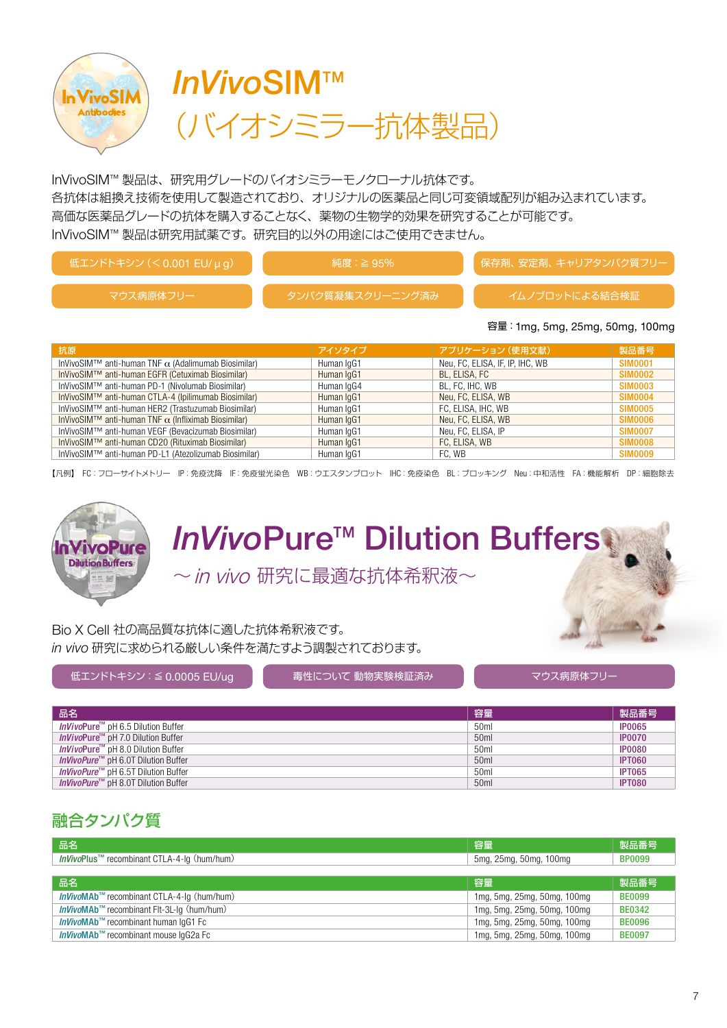# *InVivo*SIM™（バイオシミラー抗体製品）

InVivoSIM™ 製品は、研究用グレードのバイオシミラーモノクローナル抗体です。
各抗体は組換え技術を使用して製造されており、オリジナルの医薬品と同じ可変領域配列が組み込まれています。
高価な医薬品グレードの抗体を購入することなく、薬物の生物学的効果を研究することが可能です。
InVivoSIM™ 製品は研究用試薬です。研究目的以外の用途にはご使用できません。

- 低エンドトキシン（< 0.001 EU/μg）
- 純度：≧ 95%
- 保存剤、安定剤、キャリアタンパク質フリー
- マウス病原体フリー
- タンパク質凝集スクリーニング済み
- イムノブロットによる結合検証

容量：1mg, 5mg, 25mg, 50mg, 100mg

| 抗原 | アイソタイプ | アプリケーション（使用文献） | 製品番号 |
|---|---|---|---|
| InVivoSIM™ anti-human TNF α (Adalimumab Biosimilar) | Human IgG1 | Neu, FC, ELISA, IF, IP, IHC, WB | SIM0001 |
| InVivoSIM™ anti-human EGFR (Cetuximab Biosimilar) | Human IgG1 | BL, ELISA, FC | SIM0002 |
| InVivoSIM™ anti-human PD-1 (Nivolumab Biosimilar) | Human IgG4 | BL, FC, IHC, WB | SIM0003 |
| InVivoSIM™ anti-human CTLA-4 (Ipilimumab Biosimilar) | Human IgG1 | Neu, FC, ELISA, WB | SIM0004 |
| InVivoSIM™ anti-human HER2 (Trastuzumab Biosimilar) | Human IgG1 | FC, ELISA, IHC, WB | SIM0005 |
| InVivoSIM™ anti-human TNF α (Infliximab Biosimilar) | Human IgG1 | Neu, FC, ELISA, WB | SIM0006 |
| InVivoSIM™ anti-human VEGF (Bevacizumab Biosimilar) | Human IgG1 | Neu, FC, ELISA, IP | SIM0007 |
| InVivoSIM™ anti-human CD20 (Rituximab Biosimilar) | Human IgG1 | FC, ELISA, WB | SIM0008 |
| InVivoSIM™ anti-human PD-L1 (Atezolizumab Biosimilar) | Human IgG1 | FC, WB | SIM0009 |

【凡例】 FC：フローサイトメトリー　IP：免疫沈降　IF：免疫蛍光染色　WB：ウエスタンブロット　IHC：免疫染色　BL：ブロッキング　Neu：中和活性　FA：機能解析　DP：細胞除去

# *InVivo*Pure™ Dilution Buffers

## 〜 *in vivo* 研究に最適な抗体希釈液〜

Bio X Cell 社の高品質な抗体に適した抗体希釈液です。
*in vivo* 研究に求められる厳しい条件を満たすよう調製されております。

- 低エンドトキシン：≦ 0.0005 EU/ug
- 毒性について 動物実験検証済み
- マウス病原体フリー

| 品名 | 容量 | 製品番号 |
|---|---|---|
| *InVivo*Pure™ pH 6.5 Dilution Buffer | 50ml | IP0065 |
| *InVivo*Pure™ pH 7.0 Dilution Buffer | 50ml | IP0070 |
| *InVivo*Pure™ pH 8.0 Dilution Buffer | 50ml | IP0080 |
| *InVivo*Pure™ pH 6.0T Dilution Buffer | 50ml | IPT060 |
| *InVivo*Pure™ pH 6.5T Dilution Buffer | 50ml | IPT065 |
| *InVivo*Pure™ pH 8.0T Dilution Buffer | 50ml | IPT080 |

## 融合タンパク質

| 品名 | 容量 | 製品番号 |
|---|---|---|
| *InVivo*Plus™ recombinant CTLA-4-Ig（hum/hum） | 5mg, 25mg, 50mg, 100mg | BP0099 |

| 品名 | 容量 | 製品番号 |
|---|---|---|
| *InVivo*MAb™ recombinant CTLA-4-Ig（hum/hum） | 1mg, 5mg, 25mg, 50mg, 100mg | BE0099 |
| *InVivo*MAb™ recombinant Flt-3L-Ig（hum/hum） | 1mg, 5mg, 25mg, 50mg, 100mg | BE0342 |
| *InVivo*MAb™ recombinant human IgG1 Fc | 1mg, 5mg, 25mg, 50mg, 100mg | BE0096 |
| *InVivo*MAb™ recombinant mouse IgG2a Fc | 1mg, 5mg, 25mg, 50mg, 100mg | BE0097 |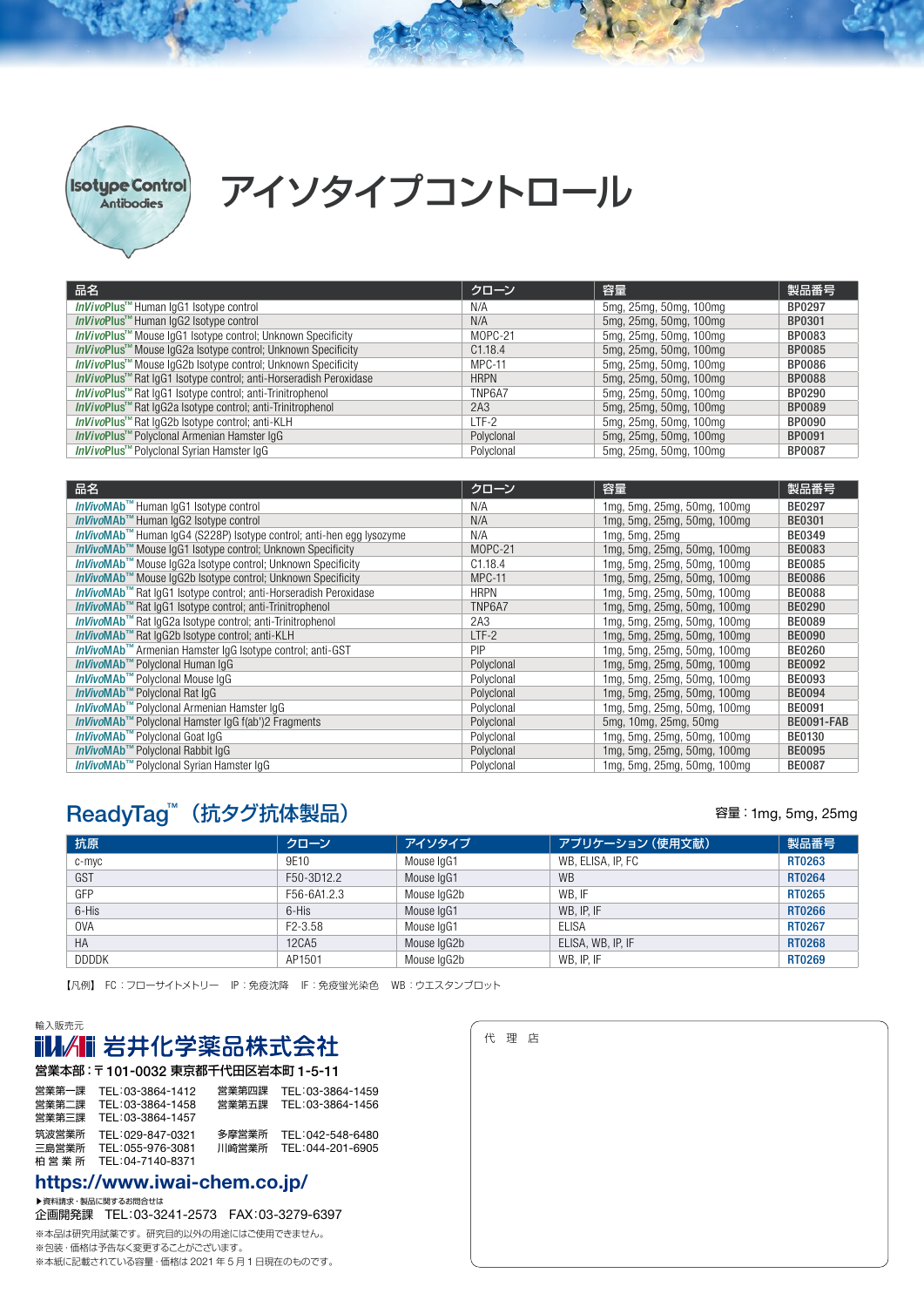# アイソタイプコントロール

| 品名 | クローン | 容量 | 製品番号 |
|---|---|---|---|
| *InVivoPlus*™ Human IgG1 Isotype control | N/A | 5mg, 25mg, 50mg, 100mg | BP0297 |
| *InVivoPlus*™ Human IgG2 Isotype control | N/A | 5mg, 25mg, 50mg, 100mg | BP0301 |
| *InVivoPlus*™ Mouse IgG1 Isotype control; Unknown Specificity | MOPC-21 | 5mg, 25mg, 50mg, 100mg | BP0083 |
| *InVivoPlus*™ Mouse IgG2a Isotype control; Unknown Specificity | C1.18.4 | 5mg, 25mg, 50mg, 100mg | BP0085 |
| *InVivoPlus*™ Mouse IgG2b Isotype control; Unknown Specificity | MPC-11 | 5mg, 25mg, 50mg, 100mg | BP0086 |
| *InVivoPlus*™ Rat IgG1 Isotype control; anti-Horseradish Peroxidase | HRPN | 5mg, 25mg, 50mg, 100mg | BP0088 |
| *InVivoPlus*™ Rat IgG1 Isotype control; anti-Trinitrophenol | TNP6A7 | 5mg, 25mg, 50mg, 100mg | BP0290 |
| *InVivoPlus*™ Rat IgG2a Isotype control; anti-Trinitrophenol | 2A3 | 5mg, 25mg, 50mg, 100mg | BP0089 |
| *InVivoPlus*™ Rat IgG2b Isotype control; anti-KLH | LTF-2 | 5mg, 25mg, 50mg, 100mg | BP0090 |
| *InVivoPlus*™ Polyclonal Armenian Hamster IgG | Polyclonal | 5mg, 25mg, 50mg, 100mg | BP0091 |
| *InVivoPlus*™ Polyclonal Syrian Hamster IgG | Polyclonal | 5mg, 25mg, 50mg, 100mg | BP0087 |

| 品名 | クローン | 容量 | 製品番号 |
|---|---|---|---|
| *InVivoMAb*™ Human IgG1 Isotype control | N/A | 1mg, 5mg, 25mg, 50mg, 100mg | BE0297 |
| *InVivoMAb*™ Human IgG2 Isotype control | N/A | 1mg, 5mg, 25mg, 50mg, 100mg | BE0301 |
| *InVivoMAb*™ Human IgG4 (S228P) Isotype control; anti-hen egg lysozyme | N/A | 1mg, 5mg, 25mg | BE0349 |
| *InVivoMAb*™ Mouse IgG1 Isotype control; Unknown Specificity | MOPC-21 | 1mg, 5mg, 25mg, 50mg, 100mg | BE0083 |
| *InVivoMAb*™ Mouse IgG2a Isotype control; Unknown Specificity | C1.18.4 | 1mg, 5mg, 25mg, 50mg, 100mg | BE0085 |
| *InVivoMAb*™ Mouse IgG2b Isotype control; Unknown Specificity | MPC-11 | 1mg, 5mg, 25mg, 50mg, 100mg | BE0086 |
| *InVivoMAb*™ Rat IgG1 Isotype control; anti-Horseradish Peroxidase | HRPN | 1mg, 5mg, 25mg, 50mg, 100mg | BE0088 |
| *InVivoMAb*™ Rat IgG1 Isotype control; anti-Trinitrophenol | TNP6A7 | 1mg, 5mg, 25mg, 50mg, 100mg | BE0290 |
| *InVivoMAb*™ Rat IgG2a Isotype control; anti-Trinitrophenol | 2A3 | 1mg, 5mg, 25mg, 50mg, 100mg | BE0089 |
| *InVivoMAb*™ Rat IgG2b Isotype control; anti-KLH | LTF-2 | 1mg, 5mg, 25mg, 50mg, 100mg | BE0090 |
| *InVivoMAb*™ Armenian Hamster IgG Isotype control; anti-GST | PIP | 1mg, 5mg, 25mg, 50mg, 100mg | BE0260 |
| *InVivoMAb*™ Polyclonal Human IgG | Polyclonal | 1mg, 5mg, 25mg, 50mg, 100mg | BE0092 |
| *InVivoMAb*™ Polyclonal Mouse IgG | Polyclonal | 1mg, 5mg, 25mg, 50mg, 100mg | BE0093 |
| *InVivoMAb*™ Polyclonal Rat IgG | Polyclonal | 1mg, 5mg, 25mg, 50mg, 100mg | BE0094 |
| *InVivoMAb*™ Polyclonal Armenian Hamster IgG | Polyclonal | 1mg, 5mg, 25mg, 50mg, 100mg | BE0091 |
| *InVivoMAb*™ Polyclonal Hamster IgG f(ab')2 Fragments | Polyclonal | 5mg, 10mg, 25mg, 50mg | BE0091-FAB |
| *InVivoMAb*™ Polyclonal Goat IgG | Polyclonal | 1mg, 5mg, 25mg, 50mg, 100mg | BE0130 |
| *InVivoMAb*™ Polyclonal Rabbit IgG | Polyclonal | 1mg, 5mg, 25mg, 50mg, 100mg | BE0095 |
| *InVivoMAb*™ Polyclonal Syrian Hamster IgG | Polyclonal | 1mg, 5mg, 25mg, 50mg, 100mg | BE0087 |

## ReadyTag™（抗タグ抗体製品）

容量：1mg, 5mg, 25mg

| 抗原 | クローン | アイソタイプ | アプリケーション（使用文献） | 製品番号 |
|---|---|---|---|---|
| c-myc | 9E10 | Mouse IgG1 | WB, ELISA, IP, FC | RT0263 |
| GST | F50-3D12.2 | Mouse IgG1 | WB | RT0264 |
| GFP | F56-6A1.2.3 | Mouse IgG2b | WB, IF | RT0265 |
| 6-His | 6-His | Mouse IgG1 | WB, IP, IF | RT0266 |
| OVA | F2-3.58 | Mouse IgG1 | ELISA | RT0267 |
| HA | 12CA5 | Mouse IgG2b | ELISA, WB, IP, IF | RT0268 |
| DDDDK | AP1501 | Mouse IgG2b | WB, IP, IF | RT0269 |

【凡例】 FC：フローサイトメトリー　IP：免疫沈降　IF：免疫蛍光染色　WB：ウエスタンブロット

輸入販売元

**岩井化学薬品株式会社**

**営業本部：〒101-0032 東京都千代田区岩本町 1-5-11**

| | | | |
|---|---|---|---|
| 営業第一課 | TEL:03-3864-1412 | 営業第四課 | TEL:03-3864-1459 |
| 営業第二課 | TEL:03-3864-1458 | 営業第五課 | TEL:03-3864-1456 |
| 営業第三課 | TEL:03-3864-1457 | | |
| 筑波営業所 | TEL:029-847-0321 | 多摩営業所 | TEL:042-548-6480 |
| 三島営業所 | TEL:055-976-3081 | 川崎営業所 | TEL:044-201-6905 |
| 柏 営 業 所 | TEL:04-7140-8371 | | |

**https://www.iwai-chem.co.jp/**

▶資料請求・製品に関するお問合せは

企画開発課　TEL:03-3241-2573　FAX:03-3279-6397

※本品は研究用試薬です。研究目的以外の用途にはご使用できません。
※包装・価格は予告なく変更することがございます。
※本紙に記載されている容量・価格は 2021 年 5 月 1 日現在のものです。

代 理 店